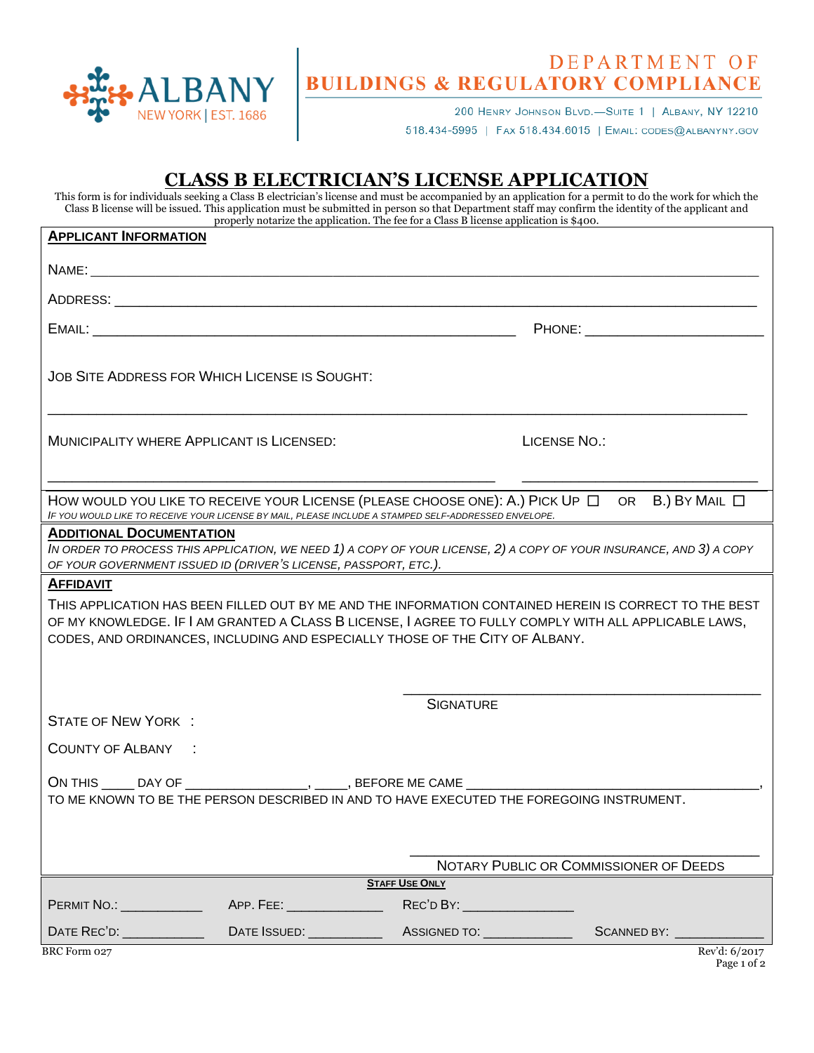ALBANY
NEW YORK | EST. 1686

DEPARTMENT OF
**BUILDINGS & REGULATORY COMPLIANCE**

200 Henry Johnson Blvd.—Suite 1 | Albany, NY 12210
518.434-5995 | Fax 518.434.6015 | Email: codes@albanyny.gov

# CLASS B ELECTRICIAN'S LICENSE APPLICATION

This form is for individuals seeking a Class B electrician's license and must be accompanied by an application for a permit to do the work for which the Class B license will be issued. This application must be submitted in person so that Department staff may confirm the identity of the applicant and properly notarize the application. The fee for a Class B license application is $400.

## Applicant Information

Name: ______________________________________________________________

Address: ______________________________________________________________

Email: ________________________________________ Phone: ____________________

Job Site Address for Which License is Sought:

______________________________________________________________

Municipality where Applicant is Licensed: ______________________ License No.: ____________________

How would you like to receive your License (please choose one): A.) Pick Up ☐ or B.) By Mail ☐

*If you would like to receive your license by mail, please include a stamped self-addressed envelope.*

## Additional Documentation

*In order to process this application, we need 1) a copy of your license, 2) a copy of your insurance, and 3) a copy of your government issued ID (driver's license, passport, etc.).*

## Affidavit

This application has been filled out by me and the information contained herein is correct to the best of my knowledge. If I am granted a Class B license, I agree to fully comply with all applicable laws, codes, and ordinances, including and especially those of the City of Albany.

____________________________________
Signature

State of New York :

County of Albany :

On this ____ day of _______________, ____, before me came ___________________________________,
to me known to be the person described in and to have executed the foregoing instrument.

____________________________________
Notary Public or Commissioner of Deeds

**Staff Use Only**

| Permit No.: ___________ | App. Fee: ___________ | Rec'd By: ___________ | |
|---|---|---|---|
| Date Rec'd: ___________ | Date Issued: ___________ | Assigned To: ___________ | Scanned By: ___________ |

BRC Form 027 Rev'd: 6/2017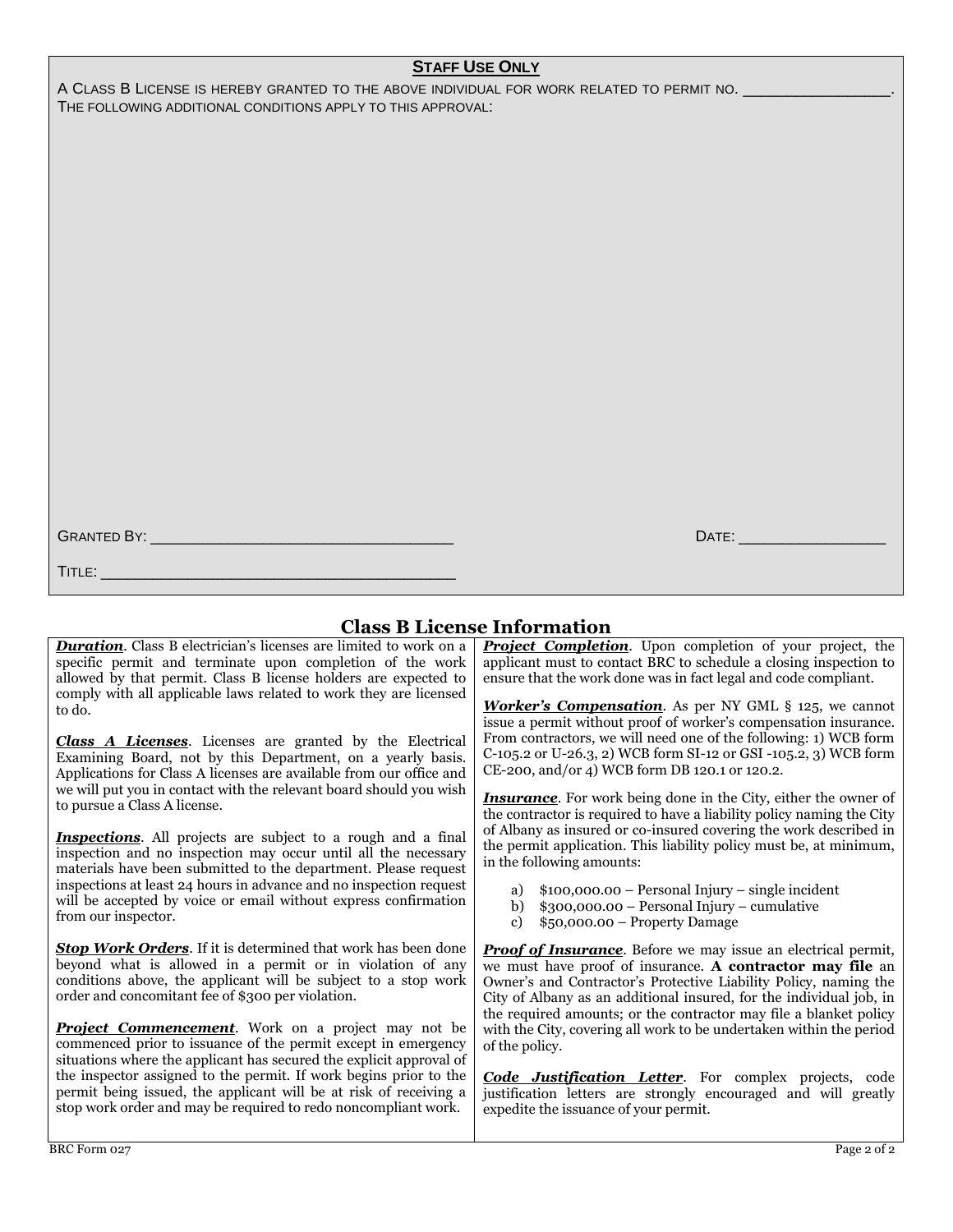## STAFF USE ONLY

A CLASS B LICENSE IS HEREBY GRANTED TO THE ABOVE INDIVIDUAL FOR WORK RELATED TO PERMIT NO. ________________.
THE FOLLOWING ADDITIONAL CONDITIONS APPLY TO THIS APPROVAL:

GRANTED BY: _________________________________ DATE: ________________

TITLE: ______________________________________

## Class B License Information

***Duration***. Class B electrician's licenses are limited to work on a specific permit and terminate upon completion of the work allowed by that permit. Class B license holders are expected to comply with all applicable laws related to work they are licensed to do.

***Class A Licenses***. Licenses are granted by the Electrical Examining Board, not by this Department, on a yearly basis. Applications for Class A licenses are available from our office and we will put you in contact with the relevant board should you wish to pursue a Class A license.

***Inspections***. All projects are subject to a rough and a final inspection and no inspection may occur until all the necessary materials have been submitted to the department. Please request inspections at least 24 hours in advance and no inspection request will be accepted by voice or email without express confirmation from our inspector.

***Stop Work Orders***. If it is determined that work has been done beyond what is allowed in a permit or in violation of any conditions above, the applicant will be subject to a stop work order and concomitant fee of $300 per violation.

***Project Commencement***. Work on a project may not be commenced prior to issuance of the permit except in emergency situations where the applicant has secured the explicit approval of the inspector assigned to the permit. If work begins prior to the permit being issued, the applicant will be at risk of receiving a stop work order and may be required to redo noncompliant work.

***Project Completion***. Upon completion of your project, the applicant must to contact BRC to schedule a closing inspection to ensure that the work done was in fact legal and code compliant.

***Worker's Compensation***. As per NY GML § 125, we cannot issue a permit without proof of worker's compensation insurance. From contractors, we will need one of the following: 1) WCB form C-105.2 or U-26.3, 2) WCB form SI-12 or GSI -105.2, 3) WCB form CE-200, and/or 4) WCB form DB 120.1 or 120.2.

***Insurance***. For work being done in the City, either the owner of the contractor is required to have a liability policy naming the City of Albany as insured or co-insured covering the work described in the permit application. This liability policy must be, at minimum, in the following amounts:

a) $100,000.00 – Personal Injury – single incident
b) $300,000.00 – Personal Injury – cumulative
c) $50,000.00 – Property Damage

***Proof of Insurance***. Before we may issue an electrical permit, we must have proof of insurance. **A contractor may file** an Owner's and Contractor's Protective Liability Policy, naming the City of Albany as an additional insured, for the individual job, in the required amounts; or the contractor may file a blanket policy with the City, covering all work to be undertaken within the period of the policy.

***Code Justification Letter***. For complex projects, code justification letters are strongly encouraged and will greatly expedite the issuance of your permit.

BRC Form 027